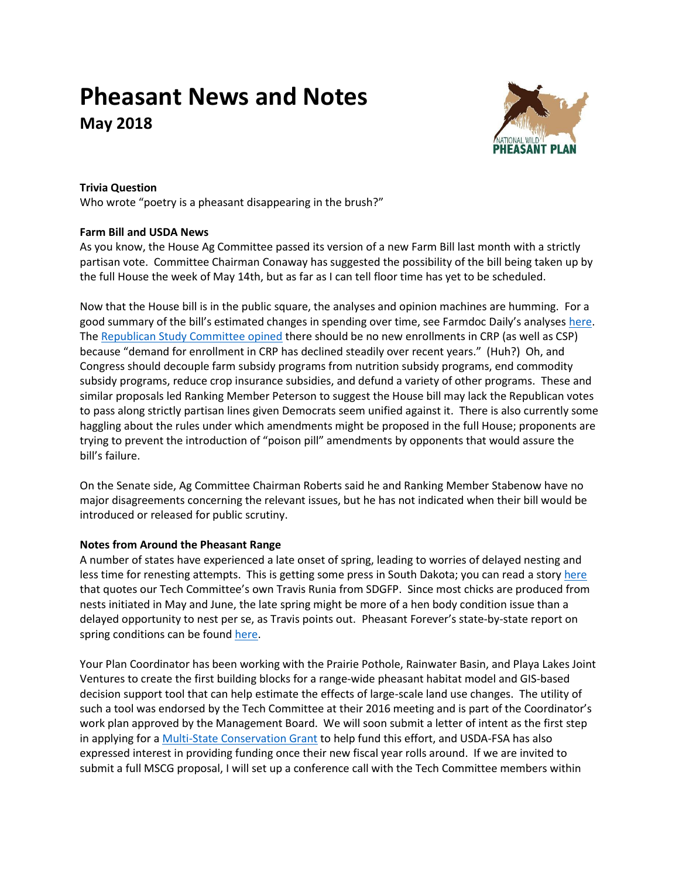# Pheasant News and Notes

## May 2018

**Trivia Question**

Who wrote "poetry is a pheasant disappearing in the brush?"

**Farm Bill and USDA News**

As you know, the House Ag Committee passed its version of a new Farm Bill last month with a strictly partisan vote. Committee Chairman Conaway has suggested the possibility of the bill being taken up by the full House the week of May 14th, but as far as I can tell floor time has yet to be scheduled.

Now that the House bill is in the public square, the analyses and opinion machines are humming. For a good summary of the bill's estimated changes in spending over time, see Farmdoc Daily's analyses here. The Republican Study Committee opined there should be no new enrollments in CRP (as well as CSP) because "demand for enrollment in CRP has declined steadily over recent years." (Huh?) Oh, and Congress should decouple farm subsidy programs from nutrition subsidy programs, end commodity subsidy programs, reduce crop insurance subsidies, and defund a variety of other programs. These and similar proposals led Ranking Member Peterson to suggest the House bill may lack the Republican votes to pass along strictly partisan lines given Democrats seem unified against it. There is also currently some haggling about the rules under which amendments might be proposed in the full House; proponents are trying to prevent the introduction of "poison pill" amendments by opponents that would assure the bill's failure.

On the Senate side, Ag Committee Chairman Roberts said he and Ranking Member Stabenow have no major disagreements concerning the relevant issues, but he has not indicated when their bill would be introduced or released for public scrutiny.

**Notes from Around the Pheasant Range**

A number of states have experienced a late onset of spring, leading to worries of delayed nesting and less time for renesting attempts. This is getting some press in South Dakota; you can read a story here that quotes our Tech Committee's own Travis Runia from SDGFP. Since most chicks are produced from nests initiated in May and June, the late spring might be more of a hen body condition issue than a delayed opportunity to nest per se, as Travis points out. Pheasant Forever's state-by-state report on spring conditions can be found here.

Your Plan Coordinator has been working with the Prairie Pothole, Rainwater Basin, and Playa Lakes Joint Ventures to create the first building blocks for a range-wide pheasant habitat model and GIS-based decision support tool that can help estimate the effects of large-scale land use changes. The utility of such a tool was endorsed by the Tech Committee at their 2016 meeting and is part of the Coordinator's work plan approved by the Management Board. We will soon submit a letter of intent as the first step in applying for a Multi-State Conservation Grant to help fund this effort, and USDA-FSA has also expressed interest in providing funding once their new fiscal year rolls around. If we are invited to submit a full MSCG proposal, I will set up a conference call with the Tech Committee members within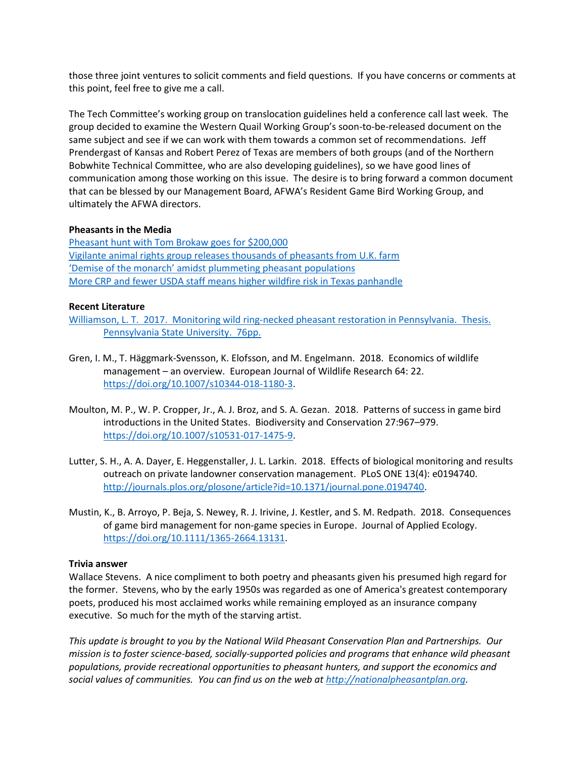those three joint ventures to solicit comments and field questions. If you have concerns or comments at this point, feel free to give me a call.

The Tech Committee's working group on translocation guidelines held a conference call last week. The group decided to examine the Western Quail Working Group's soon-to-be-released document on the same subject and see if we can work with them towards a common set of recommendations. Jeff Prendergast of Kansas and Robert Perez of Texas are members of both groups (and of the Northern Bobwhite Technical Committee, who are also developing guidelines), so we have good lines of communication among those working on this issue. The desire is to bring forward a common document that can be blessed by our Management Board, AFWA's Resident Game Bird Working Group, and ultimately the AFWA directors.

**Pheasants in the Media**

Pheasant hunt with Tom Brokaw goes for $200,000
Vigilante animal rights group releases thousands of pheasants from U.K. farm
'Demise of the monarch' amidst plummeting pheasant populations
More CRP and fewer USDA staff means higher wildfire risk in Texas panhandle

**Recent Literature**

Williamson, L. T. 2017. Monitoring wild ring-necked pheasant restoration in Pennsylvania. Thesis. Pennsylvania State University. 76pp.

Gren, I. M., T. Häggmark-Svensson, K. Elofsson, and M. Engelmann. 2018. Economics of wildlife management – an overview. European Journal of Wildlife Research 64: 22. https://doi.org/10.1007/s10344-018-1180-3.

Moulton, M. P., W. P. Cropper, Jr., A. J. Broz, and S. A. Gezan. 2018. Patterns of success in game bird introductions in the United States. Biodiversity and Conservation 27:967–979. https://doi.org/10.1007/s10531-017-1475-9.

Lutter, S. H., A. A. Dayer, E. Heggenstaller, J. L. Larkin. 2018. Effects of biological monitoring and results outreach on private landowner conservation management. PLoS ONE 13(4): e0194740. http://journals.plos.org/plosone/article?id=10.1371/journal.pone.0194740.

Mustin, K., B. Arroyo, P. Beja, S. Newey, R. J. Irivine, J. Kestler, and S. M. Redpath. 2018. Consequences of game bird management for non-game species in Europe. Journal of Applied Ecology. https://doi.org/10.1111/1365-2664.13131.

**Trivia answer**

Wallace Stevens. A nice compliment to both poetry and pheasants given his presumed high regard for the former. Stevens, who by the early 1950s was regarded as one of America's greatest contemporary poets, produced his most acclaimed works while remaining employed as an insurance company executive. So much for the myth of the starving artist.

*This update is brought to you by the National Wild Pheasant Conservation Plan and Partnerships. Our mission is to foster science-based, socially-supported policies and programs that enhance wild pheasant populations, provide recreational opportunities to pheasant hunters, and support the economics and social values of communities. You can find us on the web at http://nationalpheasantplan.org.*